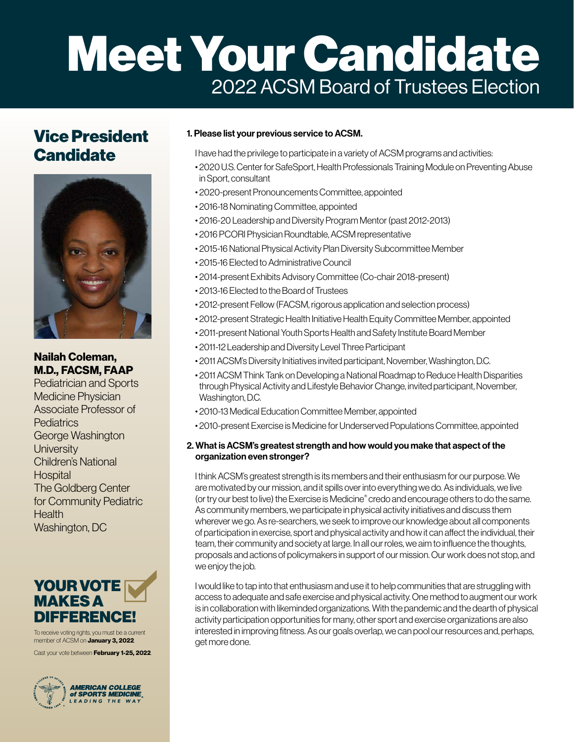# Meet Your Candidate

## 2022 ACSM Board of Trustees Election

## Vice President Candidate

**Nailah Coleman, M.D., FACSM, FAAP**
Pediatrician and Sports Medicine Physician
Associate Professor of Pediatrics
George Washington University
Children's National Hospital
The Goldberg Center for Community Pediatric Health
Washington, DC

**YOUR VOTE MAKES A DIFFERENCE!**

To receive voting rights, you must be a current member of ACSM on **January 3, 2022**.

Cast your vote between **February 1-25, 2022**.

AMERICAN COLLEGE of SPORTS MEDICINE
LEADING THE WAY

### 1. Please list your previous service to ACSM.

I have had the privilege to participate in a variety of ACSM programs and activities:

- 2020 U.S. Center for SafeSport, Health Professionals Training Module on Preventing Abuse in Sport, consultant
- 2020-present Pronouncements Committee, appointed
- 2016-18 Nominating Committee, appointed
- 2016-20 Leadership and Diversity Program Mentor (past 2012-2013)
- 2016 PCORI Physician Roundtable, ACSM representative
- 2015-16 National Physical Activity Plan Diversity Subcommittee Member
- 2015-16 Elected to Administrative Council
- 2014-present Exhibits Advisory Committee (Co-chair 2018-present)
- 2013-16 Elected to the Board of Trustees
- 2012-present Fellow (FACSM, rigorous application and selection process)
- 2012-present Strategic Health Initiative Health Equity Committee Member, appointed
- 2011-present National Youth Sports Health and Safety Institute Board Member
- 2011-12 Leadership and Diversity Level Three Participant
- 2011 ACSM's Diversity Initiatives invited participant, November, Washington, D.C.
- 2011 ACSM Think Tank on Developing a National Roadmap to Reduce Health Disparities through Physical Activity and Lifestyle Behavior Change, invited participant, November, Washington, D.C.
- 2010-13 Medical Education Committee Member, appointed
- 2010-present Exercise is Medicine for Underserved Populations Committee, appointed

### 2. What is ACSM's greatest strength and how would you make that aspect of the organization even stronger?

I think ACSM's greatest strength is its members and their enthusiasm for our purpose. We are motivated by our mission, and it spills over into everything we do. As individuals, we live (or try our best to live) the Exercise is Medicine® credo and encourage others to do the same. As community members, we participate in physical activity initiatives and discuss them wherever we go. As re-searchers, we seek to improve our knowledge about all components of participation in exercise, sport and physical activity and how it can affect the individual, their team, their community and society at large. In all our roles, we aim to influence the thoughts, proposals and actions of policymakers in support of our mission. Our work does not stop, and we enjoy the job.

I would like to tap into that enthusiasm and use it to help communities that are struggling with access to adequate and safe exercise and physical activity. One method to augment our work is in collaboration with likeminded organizations. With the pandemic and the dearth of physical activity participation opportunities for many, other sport and exercise organizations are also interested in improving fitness. As our goals overlap, we can pool our resources and, perhaps, get more done.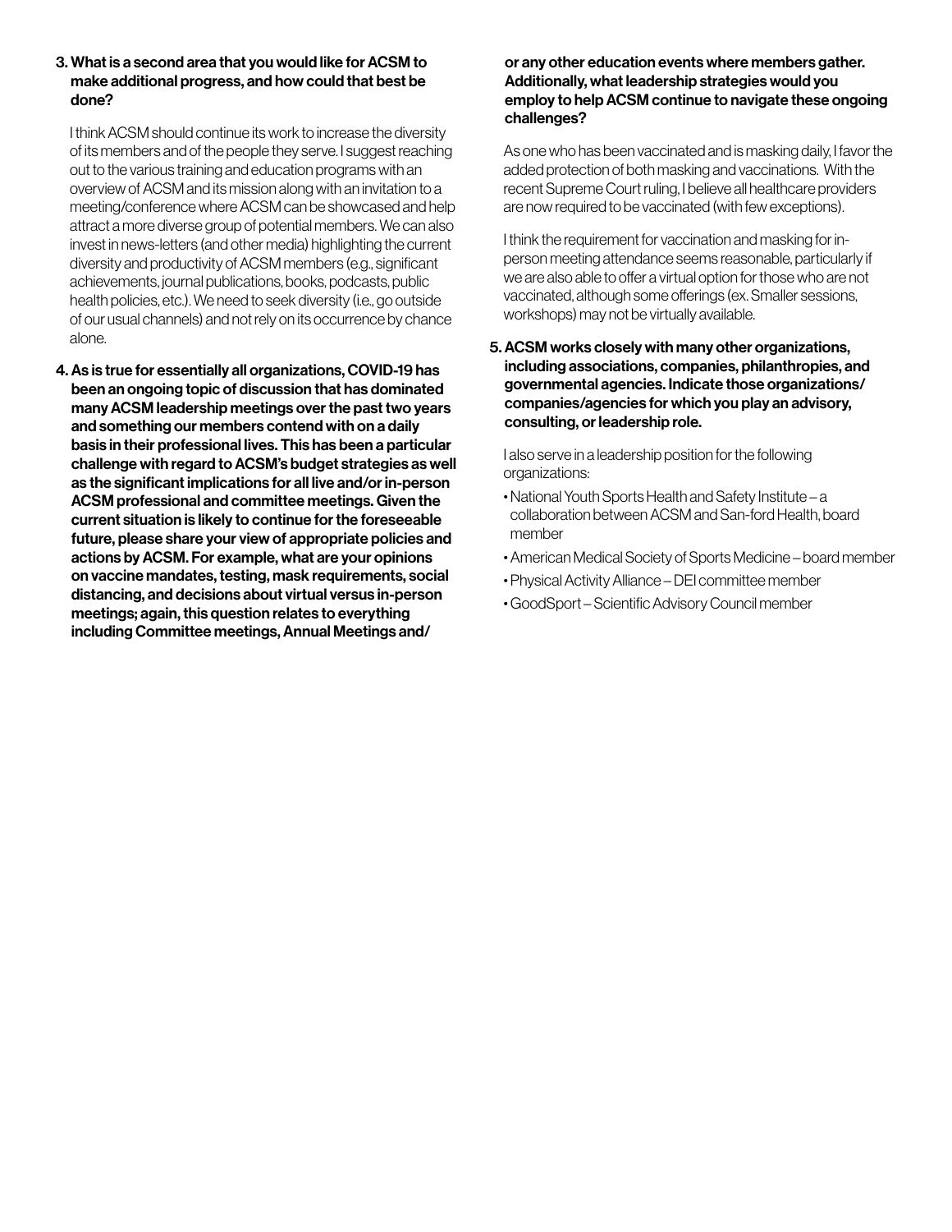**3. What is a second area that you would like for ACSM to make additional progress, and how could that best be done?**

I think ACSM should continue its work to increase the diversity of its members and of the people they serve. I suggest reaching out to the various training and education programs with an overview of ACSM and its mission along with an invitation to a meeting/conference where ACSM can be showcased and help attract a more diverse group of potential members. We can also invest in news-letters (and other media) highlighting the current diversity and productivity of ACSM members (e.g., significant achievements, journal publications, books, podcasts, public health policies, etc.). We need to seek diversity (i.e., go outside of our usual channels) and not rely on its occurrence by chance alone.

**4. As is true for essentially all organizations, COVID-19 has been an ongoing topic of discussion that has dominated many ACSM leadership meetings over the past two years and something our members contend with on a daily basis in their professional lives. This has been a particular challenge with regard to ACSM's budget strategies as well as the significant implications for all live and/or in-person ACSM professional and committee meetings. Given the current situation is likely to continue for the foreseeable future, please share your view of appropriate policies and actions by ACSM. For example, what are your opinions on vaccine mandates, testing, mask requirements, social distancing, and decisions about virtual versus in-person meetings; again, this question relates to everything including Committee meetings, Annual Meetings and/or any other education events where members gather. Additionally, what leadership strategies would you employ to help ACSM continue to navigate these ongoing challenges?**

As one who has been vaccinated and is masking daily, I favor the added protection of both masking and vaccinations. With the recent Supreme Court ruling, I believe all healthcare providers are now required to be vaccinated (with few exceptions).

I think the requirement for vaccination and masking for in-person meeting attendance seems reasonable, particularly if we are also able to offer a virtual option for those who are not vaccinated, although some offerings (ex. Smaller sessions, workshops) may not be virtually available.

**5. ACSM works closely with many other organizations, including associations, companies, philanthropies, and governmental agencies. Indicate those organizations/ companies/agencies for which you play an advisory, consulting, or leadership role.**

I also serve in a leadership position for the following organizations:

- National Youth Sports Health and Safety Institute – a collaboration between ACSM and San-ford Health, board member
- American Medical Society of Sports Medicine – board member
- Physical Activity Alliance – DEI committee member
- GoodSport – Scientific Advisory Council member